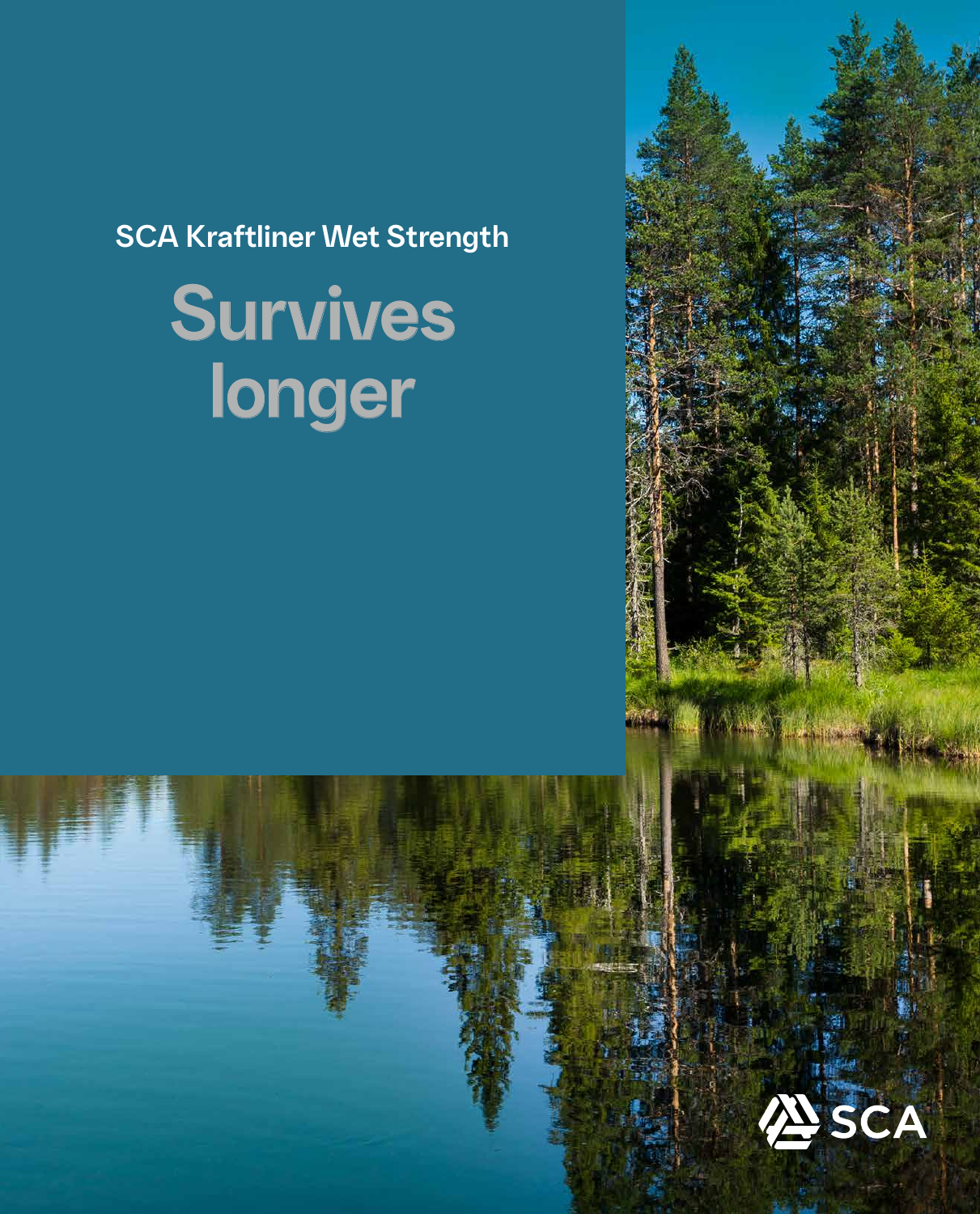SCA Kraftliner Wet Strength

# Survives longer

SCA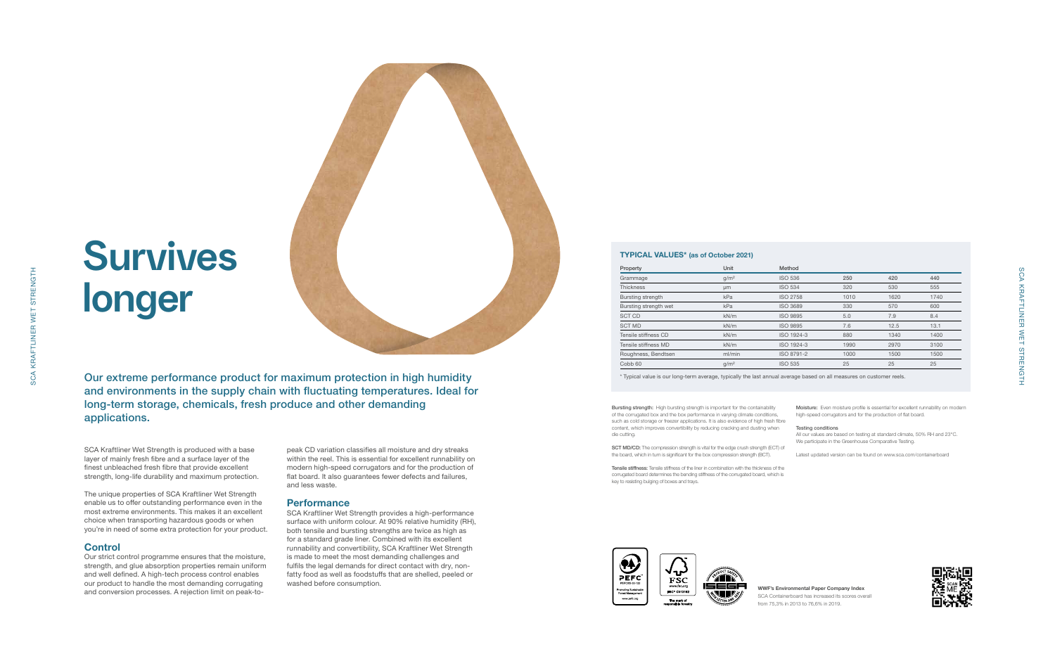# Survives longer

**Our extreme performance product for maximum protection in high humidity and environments in the supply chain with fluctuating temperatures. Ideal for long-term storage, chemicals, fresh produce and other demanding applications.**

SCA Kraftliner Wet Strength is produced with a base layer of mainly fresh fibre and a surface layer of the finest unbleached fresh fibre that provide excellent strength, long-life durability and maximum protection.

The unique properties of SCA Kraftliner Wet Strength enable us to offer outstanding performance even in the most extreme environments. This makes it an excellent choice when transporting hazardous goods or when you're in need of some extra protection for your product.

## Control

Our strict control programme ensures that the moisture, strength, and glue absorption properties remain uniform and well defined. A high-tech process control enables our product to handle the most demanding corrugating and conversion processes. A rejection limit on peak-to-peak CD variation classifies all moisture and dry streaks within the reel. This is essential for excellent runnability on modern high-speed corrugators and for the production of flat board. It also guarantees fewer defects and failures, and less waste.

## Performance

SCA Kraftliner Wet Strength provides a high-performance surface with uniform colour. At 90% relative humidity (RH), both tensile and bursting strengths are twice as high as for a standard grade liner. Combined with its excellent runnability and convertibility, SCA Kraftliner Wet Strength is made to meet the most demanding challenges and fulfils the legal demands for direct contact with dry, non-fatty food as well as foodstuffs that are shelled, peeled or washed before consumption.

### TYPICAL VALUES* (as of October 2021)

| Property | Unit | Method | | | |
|---|---|---|---|---|---|
| Grammage | g/m² | ISO 536 | 250 | 420 | 440 |
| Thickness | µm | ISO 534 | 320 | 530 | 555 |
| Bursting strength | kPa | ISO 2758 | 1010 | 1620 | 1740 |
| Bursting strength wet | kPa | ISO 3689 | 330 | 570 | 600 |
| SCT CD | kN/m | ISO 9895 | 5.0 | 7.9 | 8.4 |
| SCT MD | kN/m | ISO 9895 | 7.6 | 12.5 | 13.1 |
| Tensile stiffness CD | kN/m | ISO 1924-3 | 880 | 1340 | 1400 |
| Tensile stiffness MD | kN/m | ISO 1924-3 | 1990 | 2970 | 3100 |
| Roughness, Bendtsen | ml/min | ISO 8791-2 | 1000 | 1500 | 1500 |
| Cobb 60 | g/m² | ISO 535 | 25 | 25 | 25 |

* Typical value is our long-term average, typically the last annual average based on all measures on customer reels.

**Bursting strength:** High bursting strength is important for the containability of the corrugated box and the box performance in varying climate conditions, such as cold storage or freezer applications. It is also evidence of high fresh fibre content, which improves convertibility by reducing cracking and dusting when die cutting.

**SCT MD/CD:** The compression strength is vital for the edge crush strength (ECT) of the board, which in turn is significant for the box compression strength (BCT).

**Tensile stiffness:** Tensile stiffness of the liner in combination with the thickness of the corrugated board determines the bending stiffness of the corrugated board, which is key to resisting bulging of boxes and trays.

**Moisture:** Even moisture profile is essential for excellent runnability on modern high-speed corrugators and for the production of flat board.

**Testing conditions**
All our values are based on testing at standard climate, 50% RH and 23°C. We participate in the Greenhouse Comparative Testing.

Latest updated version can be found on www.sca.com/containerboard

**WWF's Environmental Paper Company Index**
SCA Containerboard has increased its scores overall from 75,3% in 2013 to 76,6% in 2019.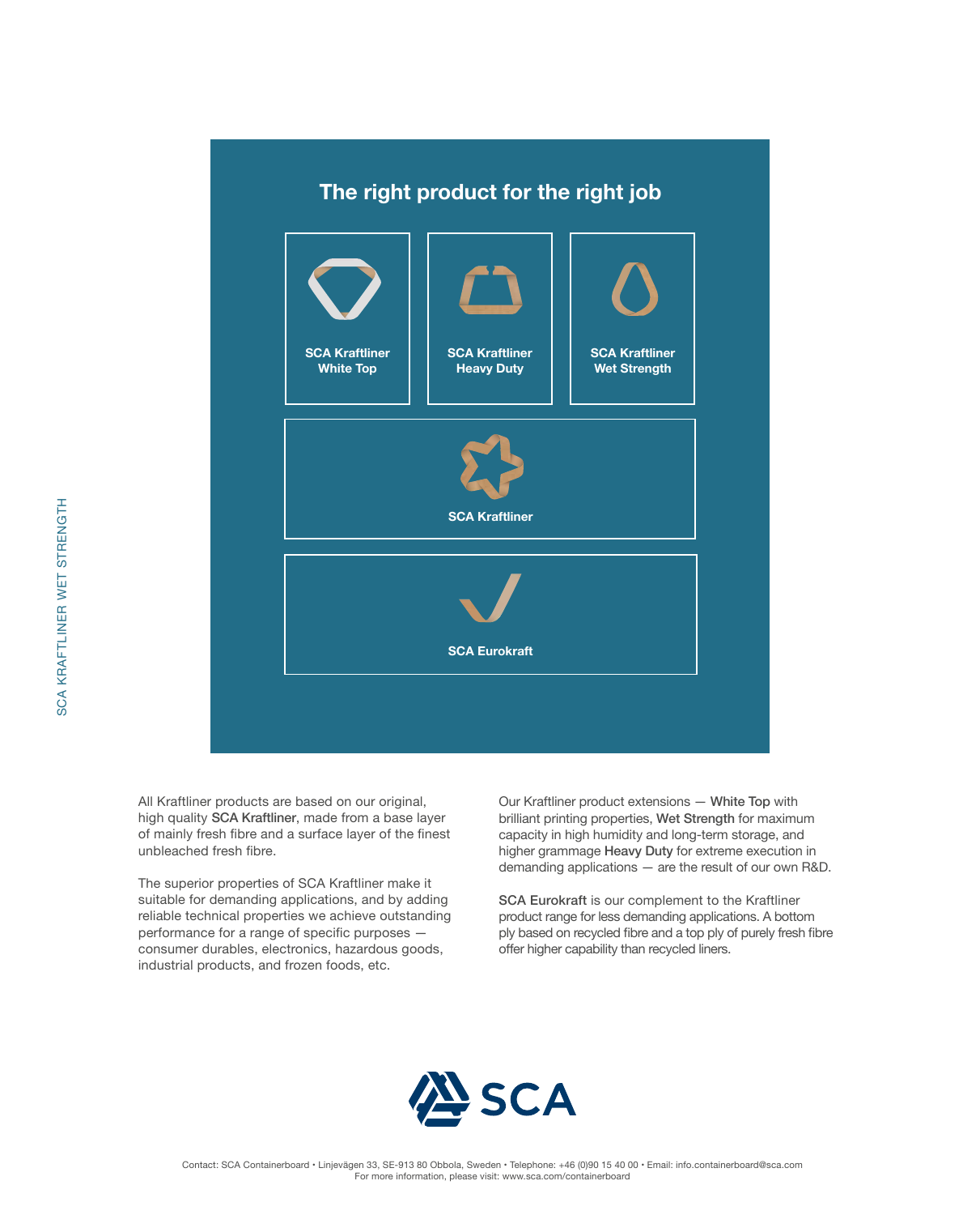## The right product for the right job

**SCA Kraftliner White Top**

**SCA Kraftliner Heavy Duty**

**SCA Kraftliner Wet Strength**

**SCA Kraftliner**

**SCA Eurokraft**

All Kraftliner products are based on our original, high quality **SCA Kraftliner**, made from a base layer of mainly fresh fibre and a surface layer of the finest unbleached fresh fibre.

The superior properties of SCA Kraftliner make it suitable for demanding applications, and by adding reliable technical properties we achieve outstanding performance for a range of specific purposes — consumer durables, electronics, hazardous goods, industrial products, and frozen foods, etc.

Our Kraftliner product extensions — **White Top** with brilliant printing properties, **Wet Strength** for maximum capacity in high humidity and long-term storage, and higher grammage **Heavy Duty** for extreme execution in demanding applications — are the result of our own R&D.

**SCA Eurokraft** is our complement to the Kraftliner product range for less demanding applications. A bottom ply based on recycled fibre and a top ply of purely fresh fibre offer higher capability than recycled liners.

SCA

Contact: SCA Containerboard • Linjevägen 33, SE-913 80 Obbola, Sweden • Telephone: +46 (0)90 15 40 00 • Email: info.containerboard@sca.com
For more information, please visit: www.sca.com/containerboard